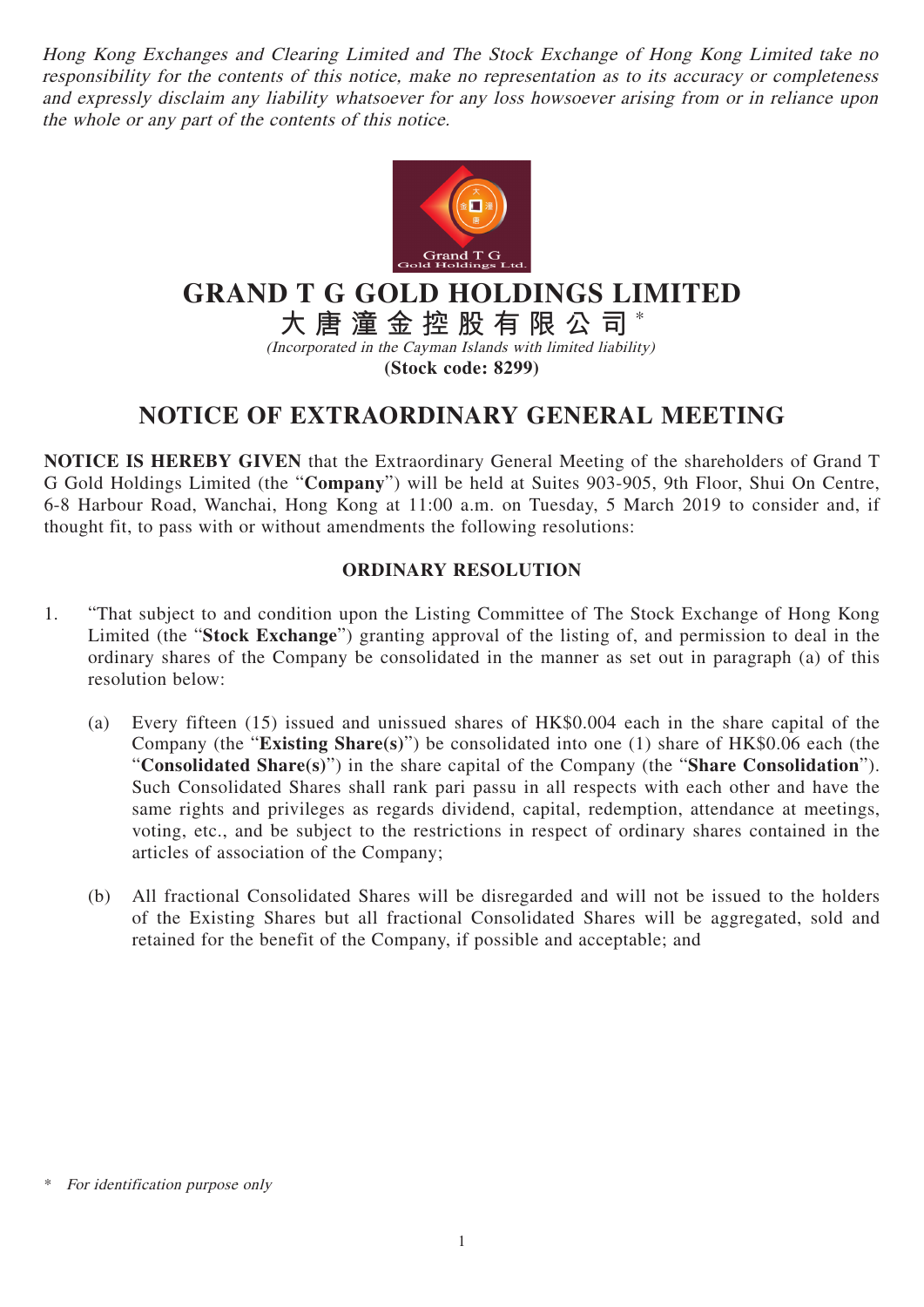*Hong Kong Exchanges and Clearing Limited and The Stock Exchange of Hong Kong Limited take no responsibility for the contents of this notice, make no representation as to its accuracy or completeness and expressly disclaim any liability whatsoever for any loss howsoever arising from or in reliance upon the whole or any part of the contents of this notice.*

# GRAND T G GOLD HOLDINGS LIMITED

**大唐潼金控股有限公司** *

*(Incorporated in the Cayman Islands with limited liability)*

**(Stock code: 8299)**

## NOTICE OF EXTRAORDINARY GENERAL MEETING

**NOTICE IS HEREBY GIVEN** that the Extraordinary General Meeting of the shareholders of Grand T G Gold Holdings Limited (the "**Company**") will be held at Suites 903-905, 9th Floor, Shui On Centre, 6-8 Harbour Road, Wanchai, Hong Kong at 11:00 a.m. on Tuesday, 5 March 2019 to consider and, if thought fit, to pass with or without amendments the following resolutions:

### ORDINARY RESOLUTION

1. "That subject to and condition upon the Listing Committee of The Stock Exchange of Hong Kong Limited (the "**Stock Exchange**") granting approval of the listing of, and permission to deal in the ordinary shares of the Company be consolidated in the manner as set out in paragraph (a) of this resolution below:

   (a) Every fifteen (15) issued and unissued shares of HK$0.004 each in the share capital of the Company (the "**Existing Share(s)**") be consolidated into one (1) share of HK$0.06 each (the "**Consolidated Share(s)**") in the share capital of the Company (the "**Share Consolidation**"). Such Consolidated Shares shall rank pari passu in all respects with each other and have the same rights and privileges as regards dividend, capital, redemption, attendance at meetings, voting, etc., and be subject to the restrictions in respect of ordinary shares contained in the articles of association of the Company;

   (b) All fractional Consolidated Shares will be disregarded and will not be issued to the holders of the Existing Shares but all fractional Consolidated Shares will be aggregated, sold and retained for the benefit of the Company, if possible and acceptable; and

\* *For identification purpose only*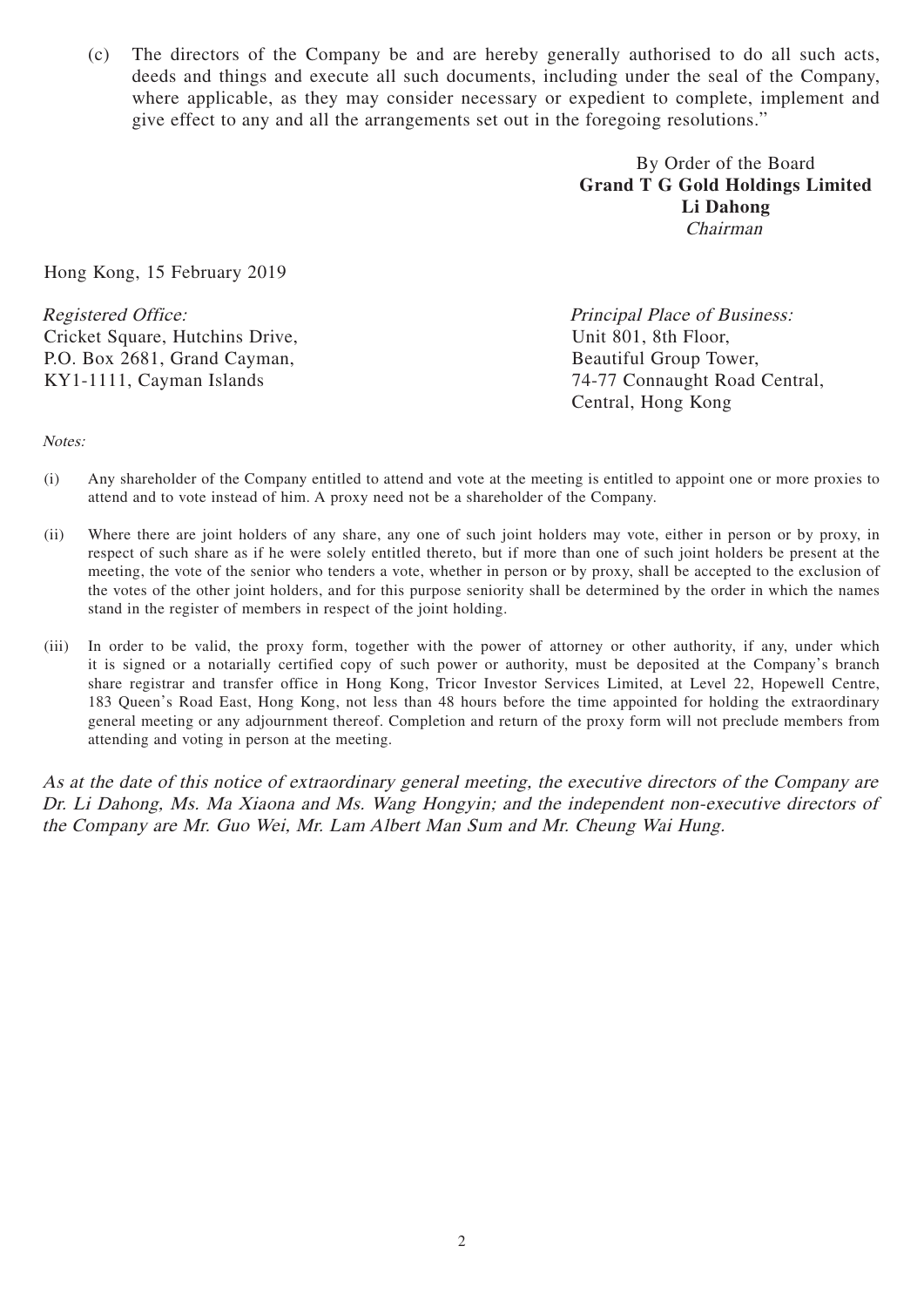(c) The directors of the Company be and are hereby generally authorised to do all such acts, deeds and things and execute all such documents, including under the seal of the Company, where applicable, as they may consider necessary or expedient to complete, implement and give effect to any and all the arrangements set out in the foregoing resolutions."

By Order of the Board
**Grand T G Gold Holdings Limited**
**Li Dahong**
*Chairman*

Hong Kong, 15 February 2019

*Registered Office:*
Cricket Square, Hutchins Drive,
P.O. Box 2681, Grand Cayman,
KY1-1111, Cayman Islands

*Principal Place of Business:*
Unit 801, 8th Floor,
Beautiful Group Tower,
74-77 Connaught Road Central,
Central, Hong Kong

*Notes:*

(i) Any shareholder of the Company entitled to attend and vote at the meeting is entitled to appoint one or more proxies to attend and to vote instead of him. A proxy need not be a shareholder of the Company.

(ii) Where there are joint holders of any share, any one of such joint holders may vote, either in person or by proxy, in respect of such share as if he were solely entitled thereto, but if more than one of such joint holders be present at the meeting, the vote of the senior who tenders a vote, whether in person or by proxy, shall be accepted to the exclusion of the votes of the other joint holders, and for this purpose seniority shall be determined by the order in which the names stand in the register of members in respect of the joint holding.

(iii) In order to be valid, the proxy form, together with the power of attorney or other authority, if any, under which it is signed or a notarially certified copy of such power or authority, must be deposited at the Company's branch share registrar and transfer office in Hong Kong, Tricor Investor Services Limited, at Level 22, Hopewell Centre, 183 Queen's Road East, Hong Kong, not less than 48 hours before the time appointed for holding the extraordinary general meeting or any adjournment thereof. Completion and return of the proxy form will not preclude members from attending and voting in person at the meeting.

*As at the date of this notice of extraordinary general meeting, the executive directors of the Company are Dr. Li Dahong, Ms. Ma Xiaona and Ms. Wang Hongyin; and the independent non-executive directors of the Company are Mr. Guo Wei, Mr. Lam Albert Man Sum and Mr. Cheung Wai Hung.*